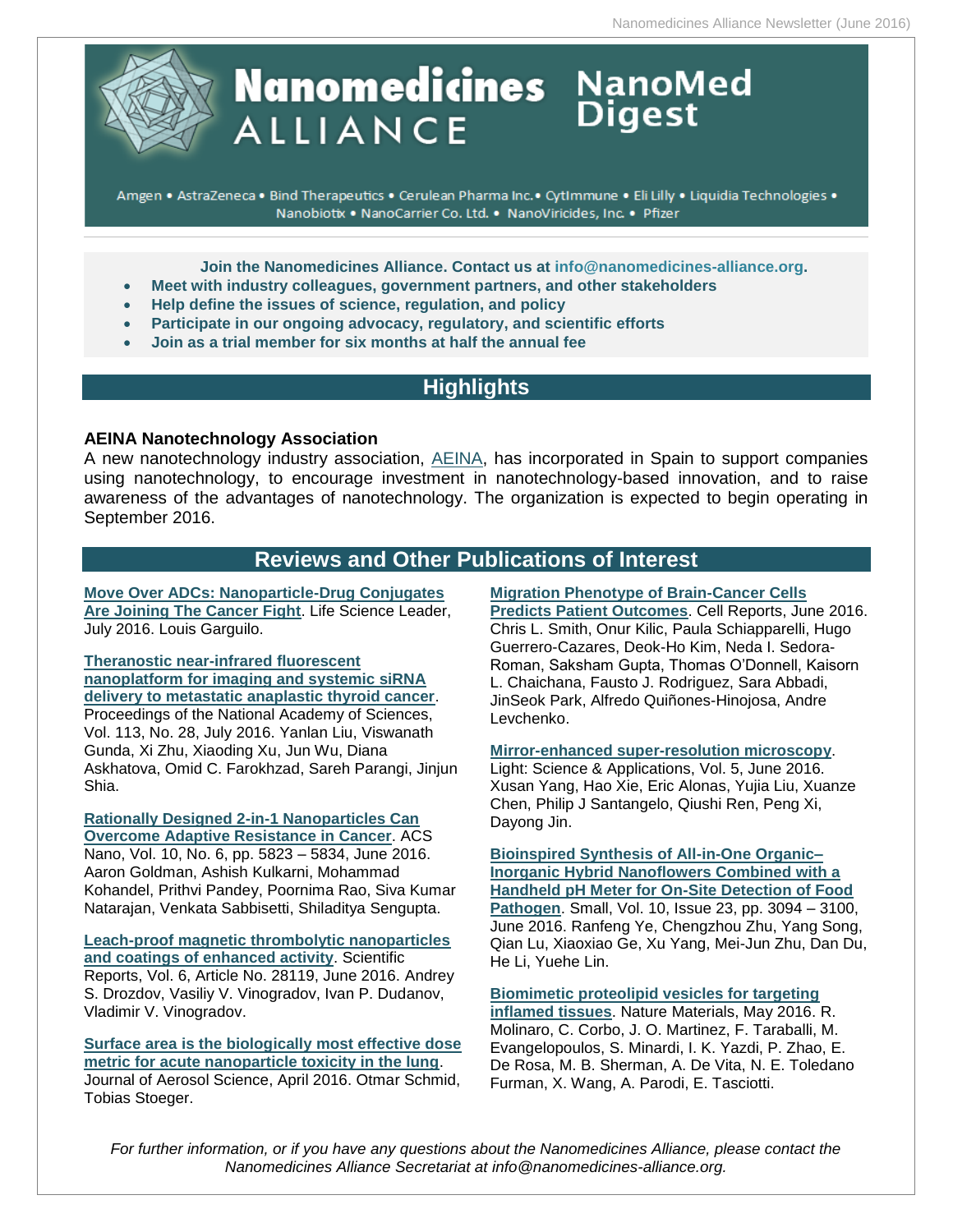# Nanomedicines Alliance NanoMed Digest

Amgen • AstraZeneca • Bind Therapeutics • Cerulean Pharma Inc.• CytImmune • Eli Lilly • Liquidia Technologies • Nanobiotix • NanoCarrier Co. Ltd. • NanoViricides, Inc. • Pfizer

**Join the Nanomedicines Alliance. Contact us at info@nanomedicines-alliance.org.**

- **Meet with industry colleagues, government partners, and other stakeholders**
- **Help define the issues of science, regulation, and policy**
- **Participate in our ongoing advocacy, regulatory, and scientific efforts**
- **Join as a trial member for six months at half the annual fee**

## Highlights

### AEINA Nanotechnology Association

A new nanotechnology industry association, AEINA, has incorporated in Spain to support companies using nanotechnology, to encourage investment in nanotechnology-based innovation, and to raise awareness of the advantages of nanotechnology. The organization is expected to begin operating in September 2016.

## Reviews and Other Publications of Interest

**Move Over ADCs: Nanoparticle-Drug Conjugates Are Joining The Cancer Fight**. Life Science Leader, July 2016. Louis Garguilo.

**Theranostic near-infrared fluorescent nanoplatform for imaging and systemic siRNA delivery to metastatic anaplastic thyroid cancer**. Proceedings of the National Academy of Sciences, Vol. 113, No. 28, July 2016. Yanlan Liu, Viswanath Gunda, Xi Zhu, Xiaoding Xu, Jun Wu, Diana Askhatova, Omid C. Farokhzad, Sareh Parangi, Jinjun Shia.

**Rationally Designed 2-in-1 Nanoparticles Can Overcome Adaptive Resistance in Cancer**. ACS Nano, Vol. 10, No. 6, pp. 5823 – 5834, June 2016. Aaron Goldman, Ashish Kulkarni, Mohammad Kohandel, Prithvi Pandey, Poornima Rao, Siva Kumar Natarajan, Venkata Sabbisetti, Shiladitya Sengupta.

**Leach-proof magnetic thrombolytic nanoparticles and coatings of enhanced activity**. Scientific Reports, Vol. 6, Article No. 28119, June 2016. Andrey S. Drozdov, Vasiliy V. Vinogradov, Ivan P. Dudanov, Vladimir V. Vinogradov.

**Surface area is the biologically most effective dose metric for acute nanoparticle toxicity in the lung**. Journal of Aerosol Science, April 2016. Otmar Schmid, Tobias Stoeger.

**Migration Phenotype of Brain-Cancer Cells Predicts Patient Outcomes**. Cell Reports, June 2016. Chris L. Smith, Onur Kilic, Paula Schiapparelli, Hugo Guerrero-Cazares, Deok-Ho Kim, Neda I. Sedora-Roman, Saksham Gupta, Thomas O'Donnell, Kaisorn L. Chaichana, Fausto J. Rodriguez, Sara Abbadi, JinSeok Park, Alfredo Quiñones-Hinojosa, Andre Levchenko.

**Mirror-enhanced super-resolution microscopy**. Light: Science & Applications, Vol. 5, June 2016. Xusan Yang, Hao Xie, Eric Alonas, Yujia Liu, Xuanze Chen, Philip J Santangelo, Qiushi Ren, Peng Xi, Dayong Jin.

**Bioinspired Synthesis of All-in-One Organic–Inorganic Hybrid Nanoflowers Combined with a Handheld pH Meter for On-Site Detection of Food Pathogen**. Small, Vol. 10, Issue 23, pp. 3094 – 3100, June 2016. Ranfeng Ye, Chengzhou Zhu, Yang Song, Qian Lu, Xiaoxiao Ge, Xu Yang, Mei-Jun Zhu, Dan Du, He Li, Yuehe Lin.

**Biomimetic proteolipid vesicles for targeting inflamed tissues**. Nature Materials, May 2016. R. Molinaro, C. Corbo, J. O. Martinez, F. Taraballi, M. Evangelopoulos, S. Minardi, I. K. Yazdi, P. Zhao, E. De Rosa, M. B. Sherman, A. De Vita, N. E. Toledano Furman, X. Wang, A. Parodi, E. Tasciotti.

*For further information, or if you have any questions about the Nanomedicines Alliance, please contact the Nanomedicines Alliance Secretariat at info@nanomedicines-alliance.org.*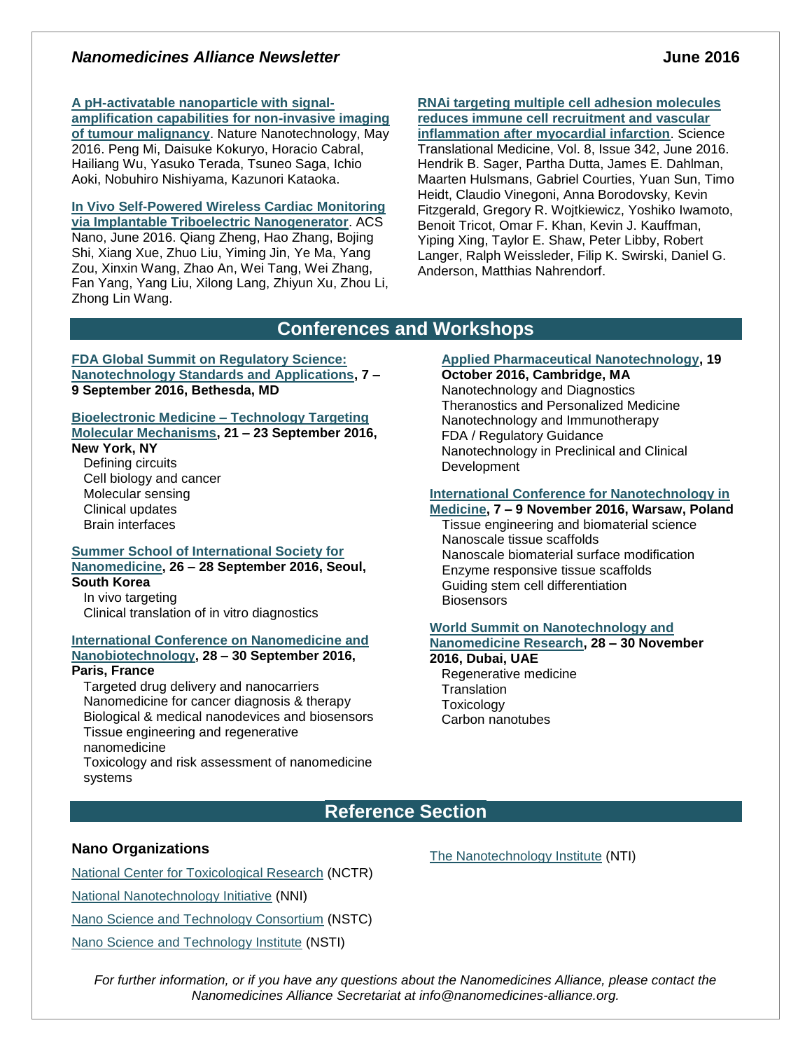**A pH-activatable nanoparticle with signal-amplification capabilities for non-invasive imaging of tumour malignancy**. Nature Nanotechnology, May 2016. Peng Mi, Daisuke Kokuryo, Horacio Cabral, Hailiang Wu, Yasuko Terada, Tsuneo Saga, Ichio Aoki, Nobuhiro Nishiyama, Kazunori Kataoka.

**In Vivo Self-Powered Wireless Cardiac Monitoring via Implantable Triboelectric Nanogenerator**. ACS Nano, June 2016. Qiang Zheng, Hao Zhang, Bojing Shi, Xiang Xue, Zhuo Liu, Yiming Jin, Ye Ma, Yang Zou, Xinxin Wang, Zhao An, Wei Tang, Wei Zhang, Fan Yang, Yang Liu, Xilong Lang, Zhiyun Xu, Zhou Li, Zhong Lin Wang.

**RNAi targeting multiple cell adhesion molecules reduces immune cell recruitment and vascular inflammation after myocardial infarction**. Science Translational Medicine, Vol. 8, Issue 342, June 2016. Hendrik B. Sager, Partha Dutta, James E. Dahlman, Maarten Hulsmans, Gabriel Courties, Yuan Sun, Timo Heidt, Claudio Vinegoni, Anna Borodovsky, Kevin Fitzgerald, Gregory R. Wojtkiewicz, Yoshiko Iwamoto, Benoit Tricot, Omar F. Khan, Kevin J. Kauffman, Yiping Xing, Taylor E. Shaw, Peter Libby, Robert Langer, Ralph Weissleder, Filip K. Swirski, Daniel G. Anderson, Matthias Nahrendorf.

## Conferences and Workshops

**FDA Global Summit on Regulatory Science: Nanotechnology Standards and Applications, 7 – 9 September 2016, Bethesda, MD**

**Bioelectronic Medicine – Technology Targeting Molecular Mechanisms, 21 – 23 September 2016, New York, NY**

- Defining circuits
- Cell biology and cancer
- Molecular sensing
- Clinical updates
- Brain interfaces

**Summer School of International Society for Nanomedicine, 26 – 28 September 2016, Seoul, South Korea**

- In vivo targeting
- Clinical translation of in vitro diagnostics

**International Conference on Nanomedicine and Nanobiotechnology, 28 – 30 September 2016, Paris, France**

- Targeted drug delivery and nanocarriers
- Nanomedicine for cancer diagnosis & therapy
- Biological & medical nanodevices and biosensors
- Tissue engineering and regenerative nanomedicine
- Toxicology and risk assessment of nanomedicine systems

**Applied Pharmaceutical Nanotechnology, 19 October 2016, Cambridge, MA**

- Nanotechnology and Diagnostics
- Theranostics and Personalized Medicine
- Nanotechnology and Immunotherapy
- FDA / Regulatory Guidance
- Nanotechnology in Preclinical and Clinical Development

**International Conference for Nanotechnology in Medicine, 7 – 9 November 2016, Warsaw, Poland**

- Tissue engineering and biomaterial science
- Nanoscale tissue scaffolds
- Nanoscale biomaterial surface modification
- Enzyme responsive tissue scaffolds
- Guiding stem cell differentiation
- Biosensors

**World Summit on Nanotechnology and Nanomedicine Research, 28 – 30 November 2016, Dubai, UAE**

- Regenerative medicine
- Translation
- Toxicology
- Carbon nanotubes

## Reference Section

### Nano Organizations

National Center for Toxicological Research (NCTR)

National Nanotechnology Initiative (NNI)

Nano Science and Technology Consortium (NSTC)

Nano Science and Technology Institute (NSTI)

The Nanotechnology Institute (NTI)

*For further information, or if you have any questions about the Nanomedicines Alliance, please contact the Nanomedicines Alliance Secretariat at info@nanomedicines-alliance.org.*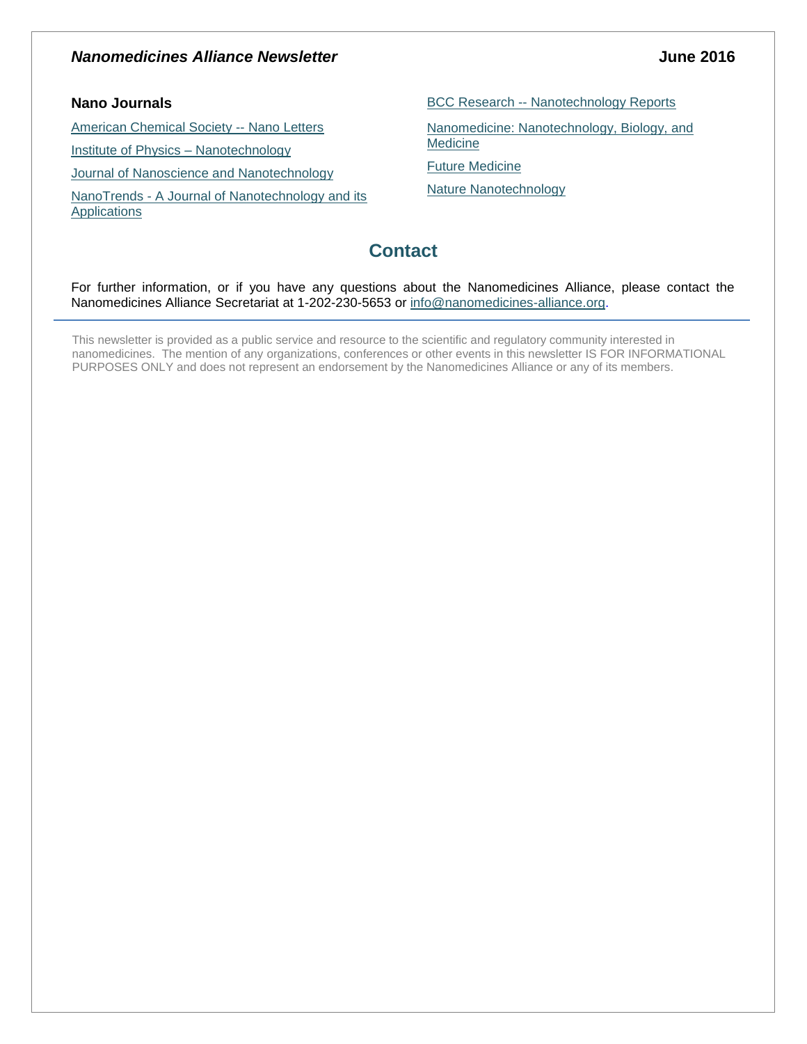### Nano Journals

[American Chemical Society -- Nano Letters]

[Institute of Physics – Nanotechnology]

[Journal of Nanoscience and Nanotechnology]

[NanoTrends - A Journal of Nanotechnology and its Applications]

[BCC Research -- Nanotechnology Reports]

[Nanomedicine: Nanotechnology, Biology, and Medicine]

[Future Medicine]

[Nature Nanotechnology]

## Contact

For further information, or if you have any questions about the Nanomedicines Alliance, please contact the Nanomedicines Alliance Secretariat at 1-202-230-5653 or info@nanomedicines-alliance.org.

---

This newsletter is provided as a public service and resource to the scientific and regulatory community interested in nanomedicines. The mention of any organizations, conferences or other events in this newsletter IS FOR INFORMATIONAL PURPOSES ONLY and does not represent an endorsement by the Nanomedicines Alliance or any of its members.